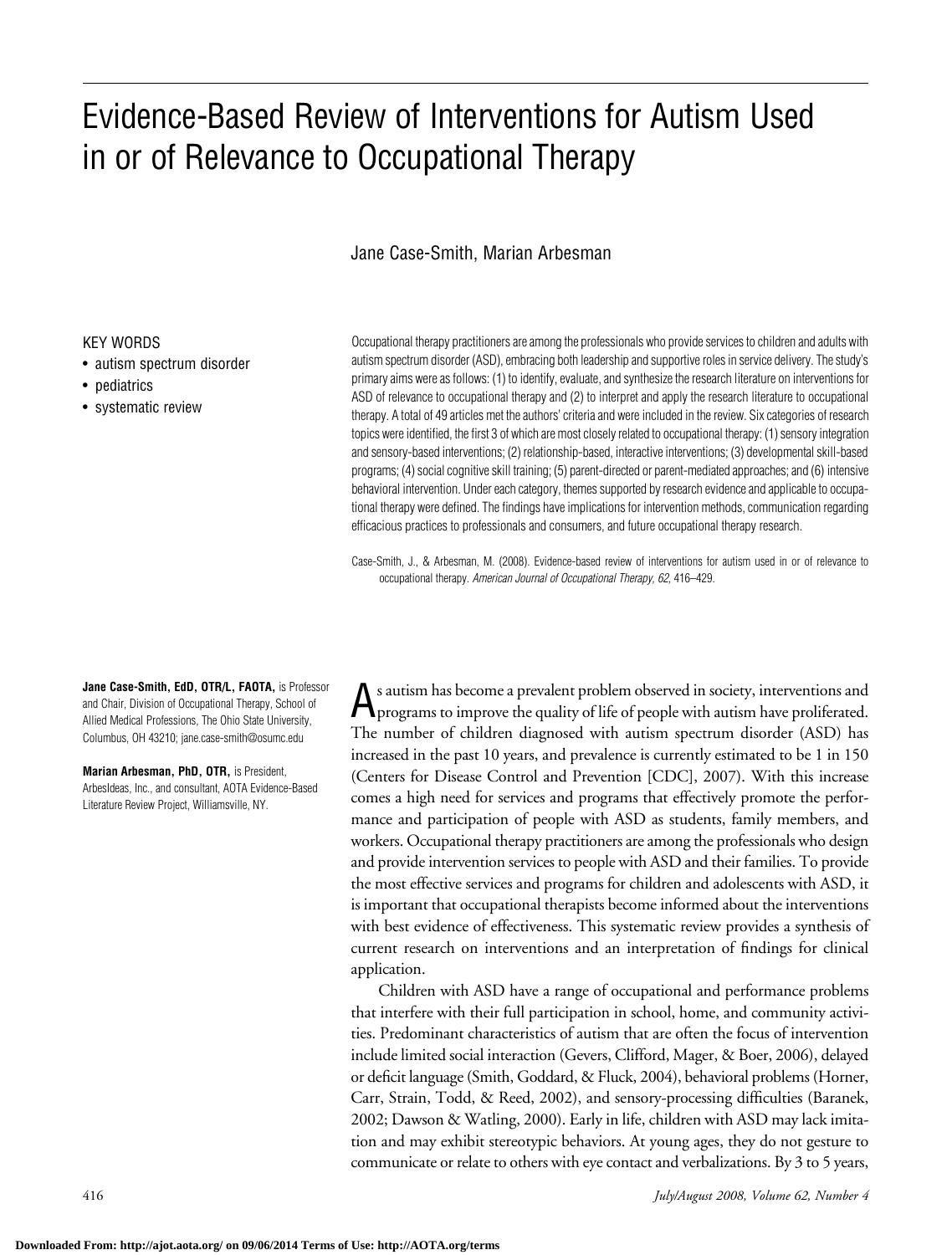# Evidence-Based Review of Interventions for Autism Used in or of Relevance to Occupational Therapy

Jane Case-Smith, Marian Arbesman

KEY WORDS

- autism spectrum disorder
- pediatrics
- systematic review

Occupational therapy practitioners are among the professionals who provide services to children and adults with autism spectrum disorder (ASD), embracing both leadership and supportive roles in service delivery. The study's primary aims were as follows: (1) to identify, evaluate, and synthesize the research literature on interventions for ASD of relevance to occupational therapy and (2) to interpret and apply the research literature to occupational therapy. A total of 49 articles met the authors' criteria and were included in the review. Six categories of research topics were identified, the first 3 of which are most closely related to occupational therapy: (1) sensory integration and sensory-based interventions; (2) relationship-based, interactive interventions; (3) developmental skill-based programs; (4) social cognitive skill training; (5) parent-directed or parent-mediated approaches; and (6) intensive behavioral intervention. Under each category, themes supported by research evidence and applicable to occupational therapy were defined. The findings have implications for intervention methods, communication regarding efficacious practices to professionals and consumers, and future occupational therapy research.

Case-Smith, J., & Arbesman, M. (2008). Evidence-based review of interventions for autism used in or of relevance to occupational therapy. *American Journal of Occupational Therapy, 62*, 416–429.

**Jane Case-Smith, EdD, OTR/L, FAOTA,** is Professor and Chair, Division of Occupational Therapy, School of Allied Medical Professions, The Ohio State University, Columbus, OH 43210; jane.case-smith@osumc.edu

**Marian Arbesman, PhD, OTR,** is President, ArbesIdeas, Inc., and consultant, AOTA Evidence-Based Literature Review Project, Williamsville, NY.

As autism has become a prevalent problem observed in society, interventions and programs to improve the quality of life of people with autism have proliferated. The number of children diagnosed with autism spectrum disorder (ASD) has increased in the past 10 years, and prevalence is currently estimated to be 1 in 150 (Centers for Disease Control and Prevention [CDC], 2007). With this increase comes a high need for services and programs that effectively promote the performance and participation of people with ASD as students, family members, and workers. Occupational therapy practitioners are among the professionals who design and provide intervention services to people with ASD and their families. To provide the most effective services and programs for children and adolescents with ASD, it is important that occupational therapists become informed about the interventions with best evidence of effectiveness. This systematic review provides a synthesis of current research on interventions and an interpretation of findings for clinical application.

Children with ASD have a range of occupational and performance problems that interfere with their full participation in school, home, and community activities. Predominant characteristics of autism that are often the focus of intervention include limited social interaction (Gevers, Clifford, Mager, & Boer, 2006), delayed or deficit language (Smith, Goddard, & Fluck, 2004), behavioral problems (Horner, Carr, Strain, Todd, & Reed, 2002), and sensory-processing difficulties (Baranek, 2002; Dawson & Watling, 2000). Early in life, children with ASD may lack imitation and may exhibit stereotypic behaviors. At young ages, they do not gesture to communicate or relate to others with eye contact and verbalizations. By 3 to 5 years,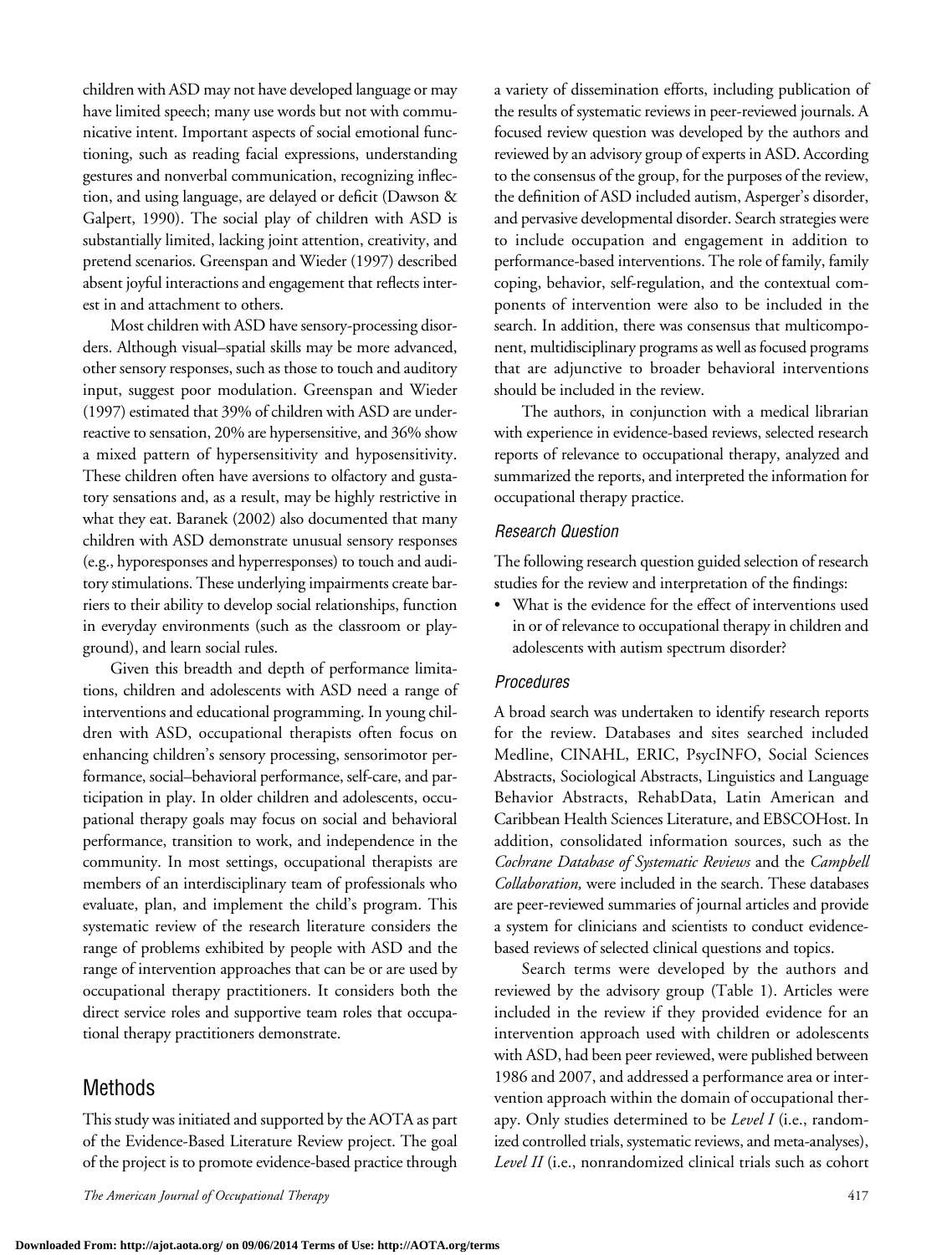children with ASD may not have developed language or may have limited speech; many use words but not with communicative intent. Important aspects of social emotional functioning, such as reading facial expressions, understanding gestures and nonverbal communication, recognizing inflection, and using language, are delayed or deficit (Dawson & Galpert, 1990). The social play of children with ASD is substantially limited, lacking joint attention, creativity, and pretend scenarios. Greenspan and Wieder (1997) described absent joyful interactions and engagement that reflects interest in and attachment to others.

Most children with ASD have sensory-processing disorders. Although visual–spatial skills may be more advanced, other sensory responses, such as those to touch and auditory input, suggest poor modulation. Greenspan and Wieder (1997) estimated that 39% of children with ASD are underreactive to sensation, 20% are hypersensitive, and 36% show a mixed pattern of hypersensitivity and hyposensitivity. These children often have aversions to olfactory and gustatory sensations and, as a result, may be highly restrictive in what they eat. Baranek (2002) also documented that many children with ASD demonstrate unusual sensory responses (e.g., hyporesponses and hyperresponses) to touch and auditory stimulations. These underlying impairments create barriers to their ability to develop social relationships, function in everyday environments (such as the classroom or playground), and learn social rules.

Given this breadth and depth of performance limitations, children and adolescents with ASD need a range of interventions and educational programming. In young children with ASD, occupational therapists often focus on enhancing children's sensory processing, sensorimotor performance, social–behavioral performance, self-care, and participation in play. In older children and adolescents, occupational therapy goals may focus on social and behavioral performance, transition to work, and independence in the community. In most settings, occupational therapists are members of an interdisciplinary team of professionals who evaluate, plan, and implement the child's program. This systematic review of the research literature considers the range of problems exhibited by people with ASD and the range of intervention approaches that can be or are used by occupational therapy practitioners. It considers both the direct service roles and supportive team roles that occupational therapy practitioners demonstrate.

## Methods

This study was initiated and supported by the AOTA as part of the Evidence-Based Literature Review project. The goal of the project is to promote evidence-based practice through a variety of dissemination efforts, including publication of the results of systematic reviews in peer-reviewed journals. A focused review question was developed by the authors and reviewed by an advisory group of experts in ASD. According to the consensus of the group, for the purposes of the review, the definition of ASD included autism, Asperger's disorder, and pervasive developmental disorder. Search strategies were to include occupation and engagement in addition to performance-based interventions. The role of family, family coping, behavior, self-regulation, and the contextual components of intervention were also to be included in the search. In addition, there was consensus that multicomponent, multidisciplinary programs as well as focused programs that are adjunctive to broader behavioral interventions should be included in the review.

The authors, in conjunction with a medical librarian with experience in evidence-based reviews, selected research reports of relevance to occupational therapy, analyzed and summarized the reports, and interpreted the information for occupational therapy practice.

### Research Question

The following research question guided selection of research studies for the review and interpretation of the findings:

- What is the evidence for the effect of interventions used in or of relevance to occupational therapy in children and adolescents with autism spectrum disorder?

### Procedures

A broad search was undertaken to identify research reports for the review. Databases and sites searched included Medline, CINAHL, ERIC, PsycINFO, Social Sciences Abstracts, Sociological Abstracts, Linguistics and Language Behavior Abstracts, RehabData, Latin American and Caribbean Health Sciences Literature, and EBSCOHost. In addition, consolidated information sources, such as the *Cochrane Database of Systematic Reviews* and the *Campbell Collaboration,* were included in the search. These databases are peer-reviewed summaries of journal articles and provide a system for clinicians and scientists to conduct evidence-based reviews of selected clinical questions and topics.

Search terms were developed by the authors and reviewed by the advisory group (Table 1). Articles were included in the review if they provided evidence for an intervention approach used with children or adolescents with ASD, had been peer reviewed, were published between 1986 and 2007, and addressed a performance area or intervention approach within the domain of occupational therapy. Only studies determined to be *Level I* (i.e., randomized controlled trials, systematic reviews, and meta-analyses), *Level II* (i.e., nonrandomized clinical trials such as cohort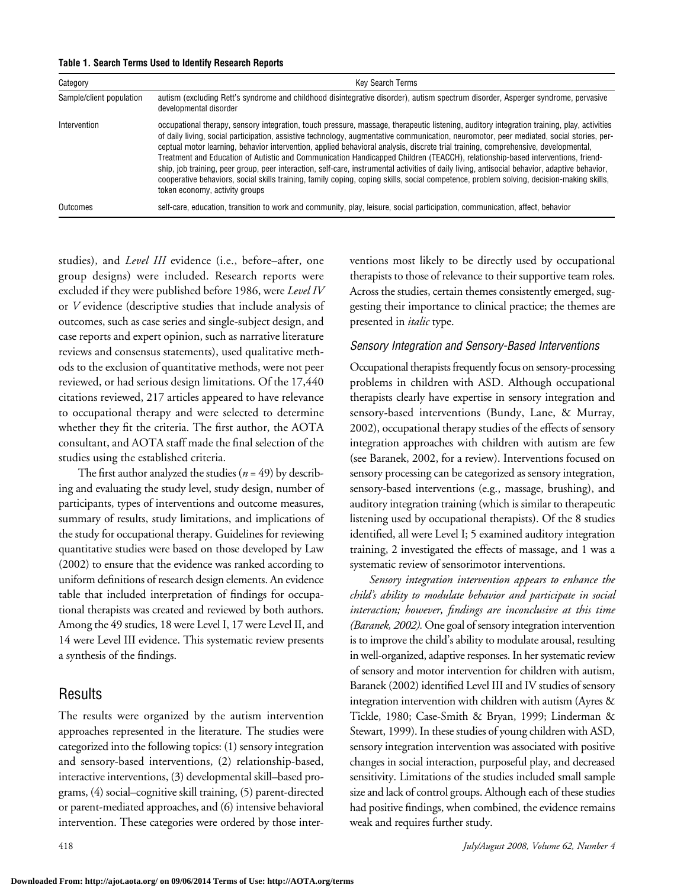**Table 1. Search Terms Used to Identify Research Reports**

| Category | Key Search Terms |
| --- | --- |
| Sample/client population | autism (excluding Rett's syndrome and childhood disintegrative disorder), autism spectrum disorder, Asperger syndrome, pervasive developmental disorder |
| Intervention | occupational therapy, sensory integration, touch pressure, massage, therapeutic listening, auditory integration training, play, activities of daily living, social participation, assistive technology, augmentative communication, neuromotor, peer mediated, social stories, perceptual motor learning, behavior intervention, applied behavioral analysis, discrete trial training, comprehensive, developmental, Treatment and Education of Autistic and Communication Handicapped Children (TEACCH), relationship-based interventions, friendship, job training, peer group, peer interaction, self-care, instrumental activities of daily living, antisocial behavior, adaptive behavior, cooperative behaviors, social skills training, family coping, coping skills, social competence, problem solving, decision-making skills, token economy, activity groups |
| Outcomes | self-care, education, transition to work and community, play, leisure, social participation, communication, affect, behavior |

studies), and *Level III* evidence (i.e., before–after, one group designs) were included. Research reports were excluded if they were published before 1986, were *Level IV* or *V* evidence (descriptive studies that include analysis of outcomes, such as case series and single-subject design, and case reports and expert opinion, such as narrative literature reviews and consensus statements), used qualitative methods to the exclusion of quantitative methods, were not peer reviewed, or had serious design limitations. Of the 17,440 citations reviewed, 217 articles appeared to have relevance to occupational therapy and were selected to determine whether they fit the criteria. The first author, the AOTA consultant, and AOTA staff made the final selection of the studies using the established criteria.

The first author analyzed the studies ($n = 49$) by describing and evaluating the study level, study design, number of participants, types of interventions and outcome measures, summary of results, study limitations, and implications of the study for occupational therapy. Guidelines for reviewing quantitative studies were based on those developed by Law (2002) to ensure that the evidence was ranked according to uniform definitions of research design elements. An evidence table that included interpretation of findings for occupational therapists was created and reviewed by both authors. Among the 49 studies, 18 were Level I, 17 were Level II, and 14 were Level III evidence. This systematic review presents a synthesis of the findings.

## Results

The results were organized by the autism intervention approaches represented in the literature. The studies were categorized into the following topics: (1) sensory integration and sensory-based interventions, (2) relationship-based, interactive interventions, (3) developmental skill–based programs, (4) social–cognitive skill training, (5) parent-directed or parent-mediated approaches, and (6) intensive behavioral intervention. These categories were ordered by those interventions most likely to be directly used by occupational therapists to those of relevance to their supportive team roles. Across the studies, certain themes consistently emerged, suggesting their importance to clinical practice; the themes are presented in *italic* type.

### *Sensory Integration and Sensory-Based Interventions*

Occupational therapists frequently focus on sensory-processing problems in children with ASD. Although occupational therapists clearly have expertise in sensory integration and sensory-based interventions (Bundy, Lane, & Murray, 2002), occupational therapy studies of the effects of sensory integration approaches with children with autism are few (see Baranek, 2002, for a review). Interventions focused on sensory processing can be categorized as sensory integration, sensory-based interventions (e.g., massage, brushing), and auditory integration training (which is similar to therapeutic listening used by occupational therapists). Of the 8 studies identified, all were Level I; 5 examined auditory integration training, 2 investigated the effects of massage, and 1 was a systematic review of sensorimotor interventions.

*Sensory integration intervention appears to enhance the child's ability to modulate behavior and participate in social interaction; however, findings are inconclusive at this time (Baranek, 2002).* One goal of sensory integration intervention is to improve the child's ability to modulate arousal, resulting in well-organized, adaptive responses. In her systematic review of sensory and motor intervention for children with autism, Baranek (2002) identified Level III and IV studies of sensory integration intervention with children with autism (Ayres & Tickle, 1980; Case-Smith & Bryan, 1999; Linderman & Stewart, 1999). In these studies of young children with ASD, sensory integration intervention was associated with positive changes in social interaction, purposeful play, and decreased sensitivity. Limitations of the studies included small sample size and lack of control groups. Although each of these studies had positive findings, when combined, the evidence remains weak and requires further study.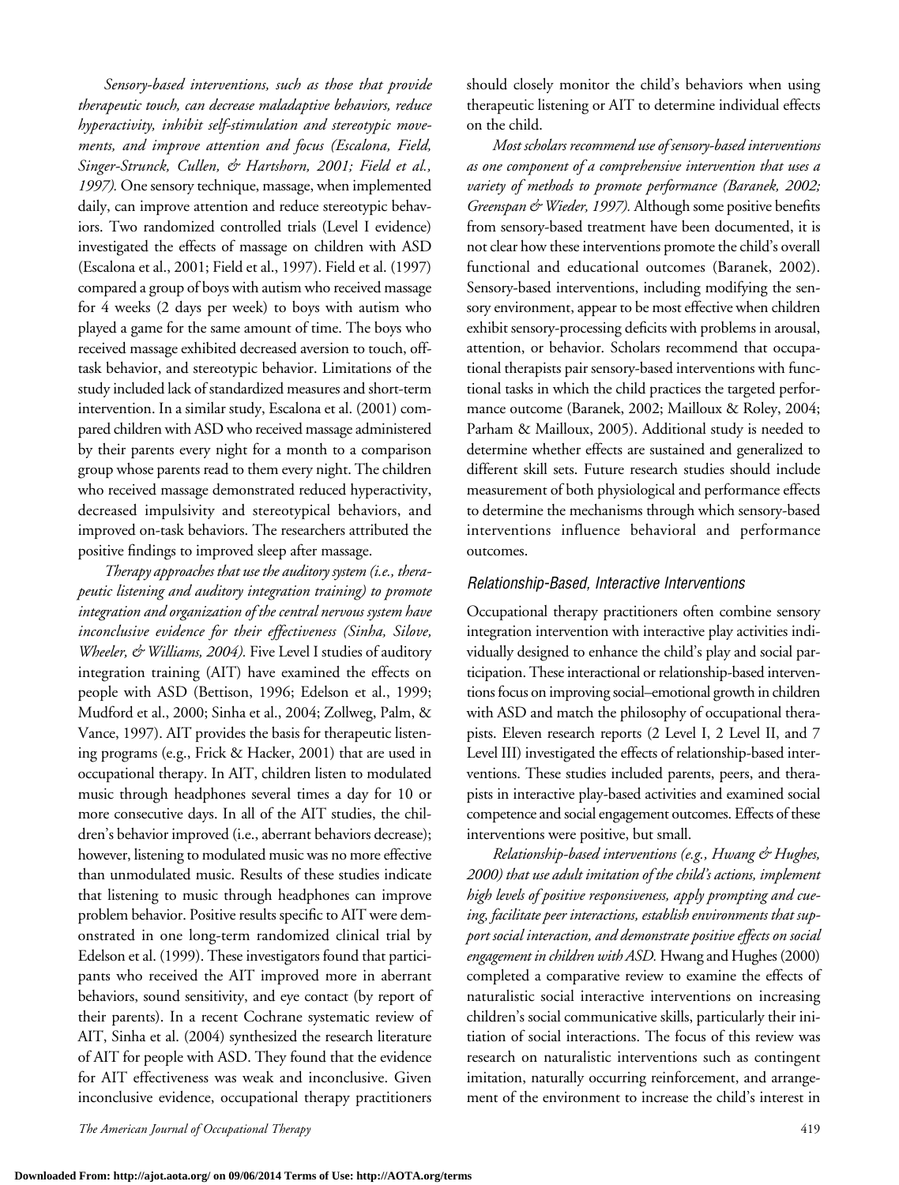*Sensory-based interventions, such as those that provide therapeutic touch, can decrease maladaptive behaviors, reduce hyperactivity, inhibit self-stimulation and stereotypic movements, and improve attention and focus (Escalona, Field, Singer-Strunck, Cullen, & Hartshorn, 2001; Field et al., 1997).* One sensory technique, massage, when implemented daily, can improve attention and reduce stereotypic behaviors. Two randomized controlled trials (Level I evidence) investigated the effects of massage on children with ASD (Escalona et al., 2001; Field et al., 1997). Field et al. (1997) compared a group of boys with autism who received massage for 4 weeks (2 days per week) to boys with autism who played a game for the same amount of time. The boys who received massage exhibited decreased aversion to touch, off-task behavior, and stereotypic behavior. Limitations of the study included lack of standardized measures and short-term intervention. In a similar study, Escalona et al. (2001) compared children with ASD who received massage administered by their parents every night for a month to a comparison group whose parents read to them every night. The children who received massage demonstrated reduced hyperactivity, decreased impulsivity and stereotypical behaviors, and improved on-task behaviors. The researchers attributed the positive findings to improved sleep after massage.

*Therapy approaches that use the auditory system (i.e., therapeutic listening and auditory integration training) to promote integration and organization of the central nervous system have inconclusive evidence for their effectiveness (Sinha, Silove, Wheeler, & Williams, 2004).* Five Level I studies of auditory integration training (AIT) have examined the effects on people with ASD (Bettison, 1996; Edelson et al., 1999; Mudford et al., 2000; Sinha et al., 2004; Zollweg, Palm, & Vance, 1997). AIT provides the basis for therapeutic listening programs (e.g., Frick & Hacker, 2001) that are used in occupational therapy. In AIT, children listen to modulated music through headphones several times a day for 10 or more consecutive days. In all of the AIT studies, the children's behavior improved (i.e., aberrant behaviors decrease); however, listening to modulated music was no more effective than unmodulated music. Results of these studies indicate that listening to music through headphones can improve problem behavior. Positive results specific to AIT were demonstrated in one long-term randomized clinical trial by Edelson et al. (1999). These investigators found that participants who received the AIT improved more in aberrant behaviors, sound sensitivity, and eye contact (by report of their parents). In a recent Cochrane systematic review of AIT, Sinha et al. (2004) synthesized the research literature of AIT for people with ASD. They found that the evidence for AIT effectiveness was weak and inconclusive. Given inconclusive evidence, occupational therapy practitioners should closely monitor the child's behaviors when using therapeutic listening or AIT to determine individual effects on the child.

*Most scholars recommend use of sensory-based interventions as one component of a comprehensive intervention that uses a variety of methods to promote performance (Baranek, 2002; Greenspan & Wieder, 1997).* Although some positive benefits from sensory-based treatment have been documented, it is not clear how these interventions promote the child's overall functional and educational outcomes (Baranek, 2002). Sensory-based interventions, including modifying the sensory environment, appear to be most effective when children exhibit sensory-processing deficits with problems in arousal, attention, or behavior. Scholars recommend that occupational therapists pair sensory-based interventions with functional tasks in which the child practices the targeted performance outcome (Baranek, 2002; Mailloux & Roley, 2004; Parham & Mailloux, 2005). Additional study is needed to determine whether effects are sustained and generalized to different skill sets. Future research studies should include measurement of both physiological and performance effects to determine the mechanisms through which sensory-based interventions influence behavioral and performance outcomes.

### *Relationship-Based, Interactive Interventions*

Occupational therapy practitioners often combine sensory integration intervention with interactive play activities individually designed to enhance the child's play and social participation. These interactional or relationship-based interventions focus on improving social–emotional growth in children with ASD and match the philosophy of occupational therapists. Eleven research reports (2 Level I, 2 Level II, and 7 Level III) investigated the effects of relationship-based interventions. These studies included parents, peers, and therapists in interactive play-based activities and examined social competence and social engagement outcomes. Effects of these interventions were positive, but small.

*Relationship-based interventions (e.g., Hwang & Hughes, 2000) that use adult imitation of the child's actions, implement high levels of positive responsiveness, apply prompting and cueing, facilitate peer interactions, establish environments that support social interaction, and demonstrate positive effects on social engagement in children with ASD.* Hwang and Hughes (2000) completed a comparative review to examine the effects of naturalistic social interactive interventions on increasing children's social communicative skills, particularly their initiation of social interactions. The focus of this review was research on naturalistic interventions such as contingent imitation, naturally occurring reinforcement, and arrangement of the environment to increase the child's interest in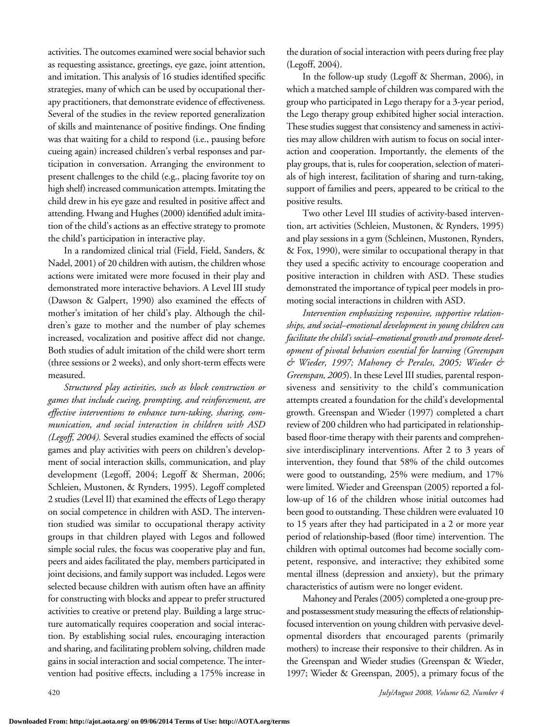activities. The outcomes examined were social behavior such as requesting assistance, greetings, eye gaze, joint attention, and imitation. This analysis of 16 studies identified specific strategies, many of which can be used by occupational therapy practitioners, that demonstrate evidence of effectiveness. Several of the studies in the review reported generalization of skills and maintenance of positive findings. One finding was that waiting for a child to respond (i.e., pausing before cueing again) increased children's verbal responses and participation in conversation. Arranging the environment to present challenges to the child (e.g., placing favorite toy on high shelf) increased communication attempts. Imitating the child drew in his eye gaze and resulted in positive affect and attending. Hwang and Hughes (2000) identified adult imitation of the child's actions as an effective strategy to promote the child's participation in interactive play.

In a randomized clinical trial (Field, Field, Sanders, & Nadel, 2001) of 20 children with autism, the children whose actions were imitated were more focused in their play and demonstrated more interactive behaviors. A Level III study (Dawson & Galpert, 1990) also examined the effects of mother's imitation of her child's play. Although the children's gaze to mother and the number of play schemes increased, vocalization and positive affect did not change. Both studies of adult imitation of the child were short term (three sessions or 2 weeks), and only short-term effects were measured.

*Structured play activities, such as block construction or games that include cueing, prompting, and reinforcement, are effective interventions to enhance turn-taking, sharing, communication, and social interaction in children with ASD (Legoff, 2004).* Several studies examined the effects of social games and play activities with peers on children's development of social interaction skills, communication, and play development (Legoff, 2004; Legoff & Sherman, 2006; Schleien, Mustonen, & Rynders, 1995). Legoff completed 2 studies (Level II) that examined the effects of Lego therapy on social competence in children with ASD. The intervention studied was similar to occupational therapy activity groups in that children played with Legos and followed simple social rules, the focus was cooperative play and fun, peers and aides facilitated the play, members participated in joint decisions, and family support was included. Legos were selected because children with autism often have an affinity for constructing with blocks and appear to prefer structured activities to creative or pretend play. Building a large structure automatically requires cooperation and social interaction. By establishing social rules, encouraging interaction and sharing, and facilitating problem solving, children made gains in social interaction and social competence. The intervention had positive effects, including a 175% increase in the duration of social interaction with peers during free play (Legoff, 2004).

In the follow-up study (Legoff & Sherman, 2006), in which a matched sample of children was compared with the group who participated in Lego therapy for a 3-year period, the Lego therapy group exhibited higher social interaction. These studies suggest that consistency and sameness in activities may allow children with autism to focus on social interaction and cooperation. Importantly, the elements of the play groups, that is, rules for cooperation, selection of materials of high interest, facilitation of sharing and turn-taking, support of families and peers, appeared to be critical to the positive results.

Two other Level III studies of activity-based intervention, art activities (Schleien, Mustonen, & Rynders, 1995) and play sessions in a gym (Schleinen, Mustonen, Rynders, & Fox, 1990), were similar to occupational therapy in that they used a specific activity to encourage cooperation and positive interaction in children with ASD. These studies demonstrated the importance of typical peer models in promoting social interactions in children with ASD.

*Intervention emphasizing responsive, supportive relationships, and social–emotional development in young children can facilitate the child's social–emotional growth and promote development of pivotal behaviors essential for learning (Greenspan & Wieder, 1997; Mahoney & Perales, 2005; Wieder & Greenspan, 2005).* In these Level III studies, parental responsiveness and sensitivity to the child's communication attempts created a foundation for the child's developmental growth. Greenspan and Wieder (1997) completed a chart review of 200 children who had participated in relationship-based floor-time therapy with their parents and comprehensive interdisciplinary interventions. After 2 to 3 years of intervention, they found that 58% of the child outcomes were good to outstanding, 25% were medium, and 17% were limited. Wieder and Greenspan (2005) reported a follow-up of 16 of the children whose initial outcomes had been good to outstanding. These children were evaluated 10 to 15 years after they had participated in a 2 or more year period of relationship-based (floor time) intervention. The children with optimal outcomes had become socially competent, responsive, and interactive; they exhibited some mental illness (depression and anxiety), but the primary characteristics of autism were no longer evident.

Mahoney and Perales (2005) completed a one-group pre- and postassessment study measuring the effects of relationship-focused intervention on young children with pervasive developmental disorders that encouraged parents (primarily mothers) to increase their responsive to their children. As in the Greenspan and Wieder studies (Greenspan & Wieder, 1997; Wieder & Greenspan, 2005), a primary focus of the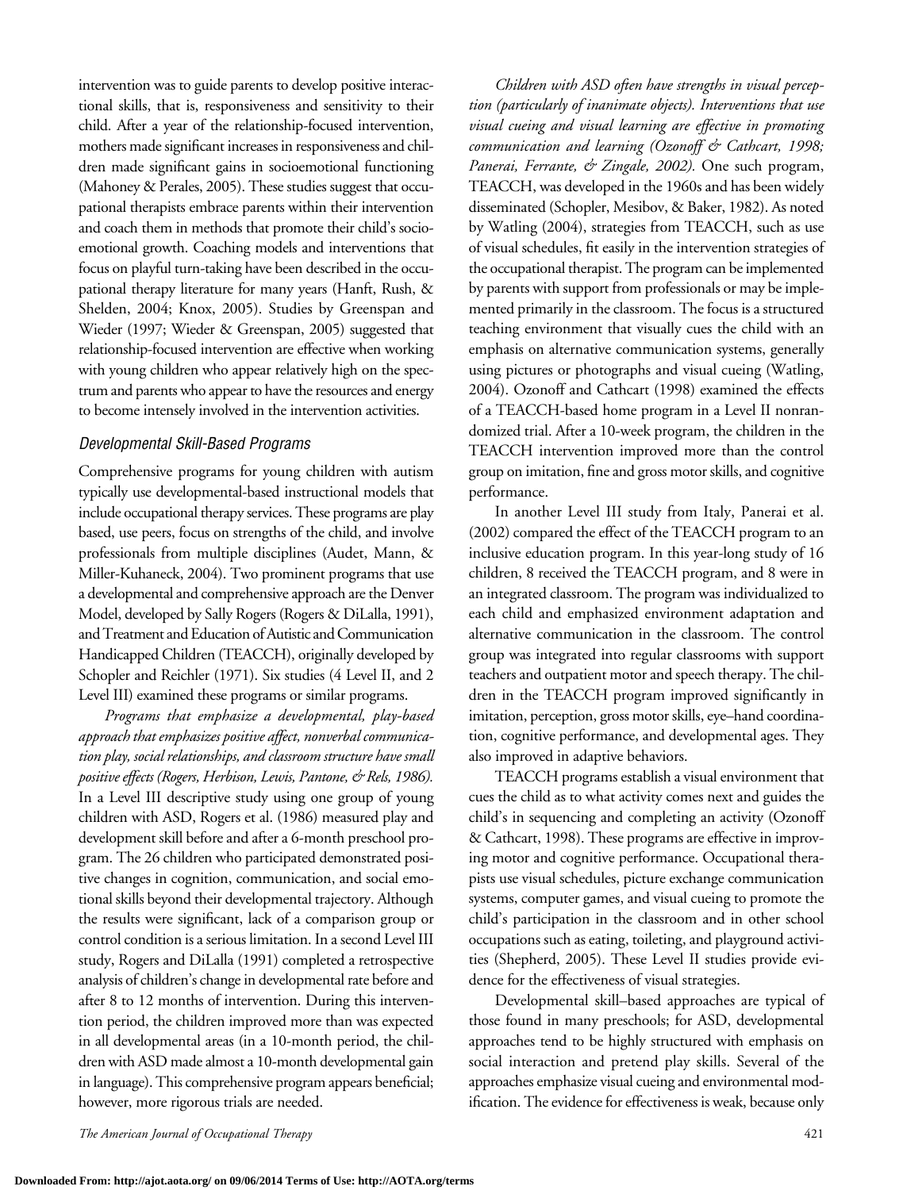intervention was to guide parents to develop positive interactional skills, that is, responsiveness and sensitivity to their child. After a year of the relationship-focused intervention, mothers made significant increases in responsiveness and children made significant gains in socioemotional functioning (Mahoney & Perales, 2005). These studies suggest that occupational therapists embrace parents within their intervention and coach them in methods that promote their child's socioemotional growth. Coaching models and interventions that focus on playful turn-taking have been described in the occupational therapy literature for many years (Hanft, Rush, & Shelden, 2004; Knox, 2005). Studies by Greenspan and Wieder (1997; Wieder & Greenspan, 2005) suggested that relationship-focused intervention are effective when working with young children who appear relatively high on the spectrum and parents who appear to have the resources and energy to become intensely involved in the intervention activities.

### *Developmental Skill-Based Programs*

Comprehensive programs for young children with autism typically use developmental-based instructional models that include occupational therapy services. These programs are play based, use peers, focus on strengths of the child, and involve professionals from multiple disciplines (Audet, Mann, & Miller-Kuhaneck, 2004). Two prominent programs that use a developmental and comprehensive approach are the Denver Model, developed by Sally Rogers (Rogers & DiLalla, 1991), and Treatment and Education of Autistic and Communication Handicapped Children (TEACCH), originally developed by Schopler and Reichler (1971). Six studies (4 Level II, and 2 Level III) examined these programs or similar programs.

*Programs that emphasize a developmental, play-based approach that emphasizes positive affect, nonverbal communication play, social relationships, and classroom structure have small positive effects (Rogers, Herbison, Lewis, Pantone, & Rels, 1986).* In a Level III descriptive study using one group of young children with ASD, Rogers et al. (1986) measured play and development skill before and after a 6-month preschool program. The 26 children who participated demonstrated positive changes in cognition, communication, and social emotional skills beyond their developmental trajectory. Although the results were significant, lack of a comparison group or control condition is a serious limitation. In a second Level III study, Rogers and DiLalla (1991) completed a retrospective analysis of children's change in developmental rate before and after 8 to 12 months of intervention. During this intervention period, the children improved more than was expected in all developmental areas (in a 10-month period, the children with ASD made almost a 10-month developmental gain in language). This comprehensive program appears beneficial; however, more rigorous trials are needed.

*Children with ASD often have strengths in visual perception (particularly of inanimate objects). Interventions that use visual cueing and visual learning are effective in promoting communication and learning (Ozonoff & Cathcart, 1998; Panerai, Ferrante, & Zingale, 2002).* One such program, TEACCH, was developed in the 1960s and has been widely disseminated (Schopler, Mesibov, & Baker, 1982). As noted by Watling (2004), strategies from TEACCH, such as use of visual schedules, fit easily in the intervention strategies of the occupational therapist. The program can be implemented by parents with support from professionals or may be implemented primarily in the classroom. The focus is a structured teaching environment that visually cues the child with an emphasis on alternative communication systems, generally using pictures or photographs and visual cueing (Watling, 2004). Ozonoff and Cathcart (1998) examined the effects of a TEACCH-based home program in a Level II nonrandomized trial. After a 10-week program, the children in the TEACCH intervention improved more than the control group on imitation, fine and gross motor skills, and cognitive performance.

In another Level III study from Italy, Panerai et al. (2002) compared the effect of the TEACCH program to an inclusive education program. In this year-long study of 16 children, 8 received the TEACCH program, and 8 were in an integrated classroom. The program was individualized to each child and emphasized environment adaptation and alternative communication in the classroom. The control group was integrated into regular classrooms with support teachers and outpatient motor and speech therapy. The children in the TEACCH program improved significantly in imitation, perception, gross motor skills, eye–hand coordination, cognitive performance, and developmental ages. They also improved in adaptive behaviors.

TEACCH programs establish a visual environment that cues the child as to what activity comes next and guides the child's in sequencing and completing an activity (Ozonoff & Cathcart, 1998). These programs are effective in improving motor and cognitive performance. Occupational therapists use visual schedules, picture exchange communication systems, computer games, and visual cueing to promote the child's participation in the classroom and in other school occupations such as eating, toileting, and playground activities (Shepherd, 2005). These Level II studies provide evidence for the effectiveness of visual strategies.

Developmental skill–based approaches are typical of those found in many preschools; for ASD, developmental approaches tend to be highly structured with emphasis on social interaction and pretend play skills. Several of the approaches emphasize visual cueing and environmental modification. The evidence for effectiveness is weak, because only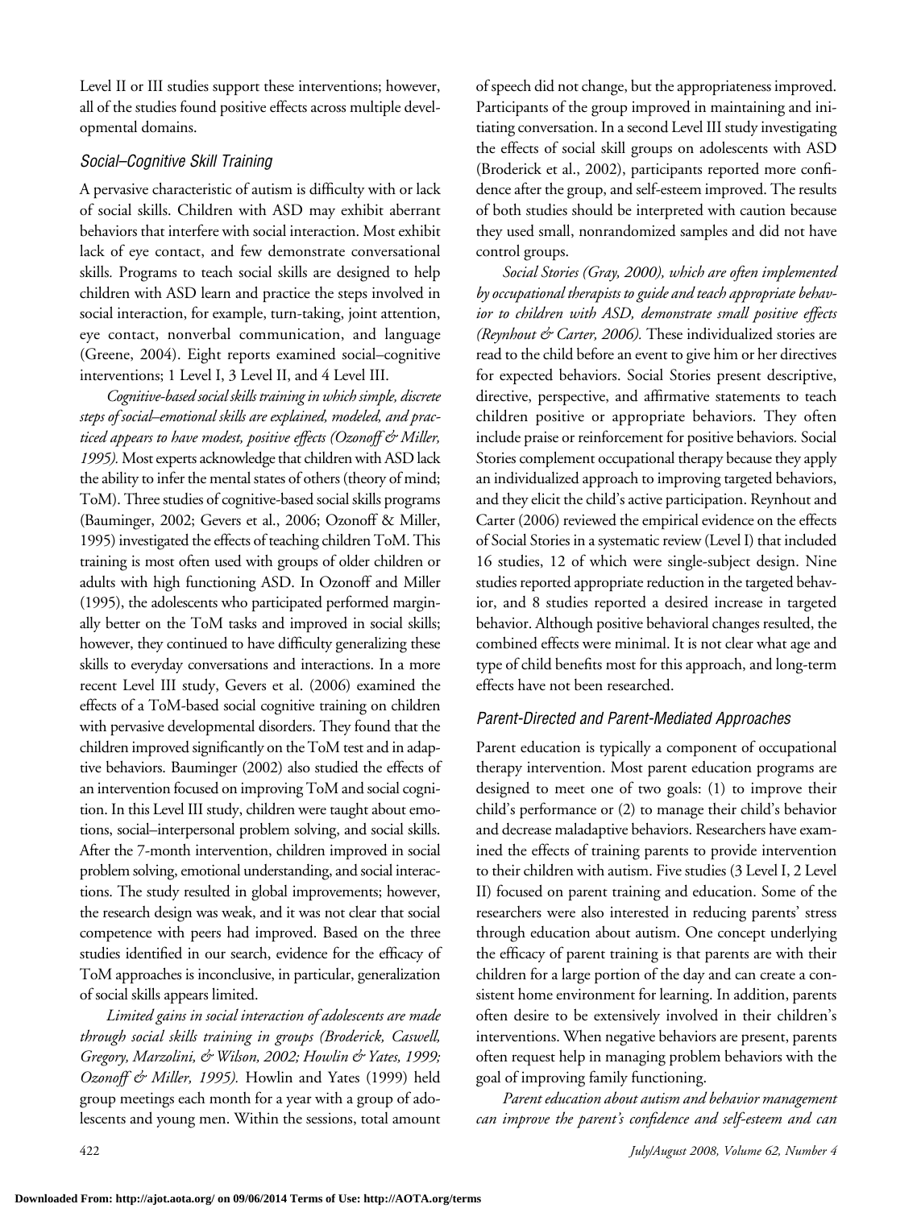Level II or III studies support these interventions; however, all of the studies found positive effects across multiple developmental domains.

### Social–Cognitive Skill Training

A pervasive characteristic of autism is difficulty with or lack of social skills. Children with ASD may exhibit aberrant behaviors that interfere with social interaction. Most exhibit lack of eye contact, and few demonstrate conversational skills. Programs to teach social skills are designed to help children with ASD learn and practice the steps involved in social interaction, for example, turn-taking, joint attention, eye contact, nonverbal communication, and language (Greene, 2004). Eight reports examined social–cognitive interventions; 1 Level I, 3 Level II, and 4 Level III.

*Cognitive-based social skills training in which simple, discrete steps of social–emotional skills are explained, modeled, and practiced appears to have modest, positive effects (Ozonoff & Miller, 1995).* Most experts acknowledge that children with ASD lack the ability to infer the mental states of others (theory of mind; ToM). Three studies of cognitive-based social skills programs (Bauminger, 2002; Gevers et al., 2006; Ozonoff & Miller, 1995) investigated the effects of teaching children ToM. This training is most often used with groups of older children or adults with high functioning ASD. In Ozonoff and Miller (1995), the adolescents who participated performed marginally better on the ToM tasks and improved in social skills; however, they continued to have difficulty generalizing these skills to everyday conversations and interactions. In a more recent Level III study, Gevers et al. (2006) examined the effects of a ToM-based social cognitive training on children with pervasive developmental disorders. They found that the children improved significantly on the ToM test and in adaptive behaviors. Bauminger (2002) also studied the effects of an intervention focused on improving ToM and social cognition. In this Level III study, children were taught about emotions, social–interpersonal problem solving, and social skills. After the 7-month intervention, children improved in social problem solving, emotional understanding, and social interactions. The study resulted in global improvements; however, the research design was weak, and it was not clear that social competence with peers had improved. Based on the three studies identified in our search, evidence for the efficacy of ToM approaches is inconclusive, in particular, generalization of social skills appears limited.

*Limited gains in social interaction of adolescents are made through social skills training in groups (Broderick, Caswell, Gregory, Marzolini, & Wilson, 2002; Howlin & Yates, 1999; Ozonoff & Miller, 1995).* Howlin and Yates (1999) held group meetings each month for a year with a group of adolescents and young men. Within the sessions, total amount of speech did not change, but the appropriateness improved. Participants of the group improved in maintaining and initiating conversation. In a second Level III study investigating the effects of social skill groups on adolescents with ASD (Broderick et al., 2002), participants reported more confidence after the group, and self-esteem improved. The results of both studies should be interpreted with caution because they used small, nonrandomized samples and did not have control groups.

*Social Stories (Gray, 2000), which are often implemented by occupational therapists to guide and teach appropriate behavior to children with ASD, demonstrate small positive effects (Reynhout & Carter, 2006).* These individualized stories are read to the child before an event to give him or her directives for expected behaviors. Social Stories present descriptive, directive, perspective, and affirmative statements to teach children positive or appropriate behaviors. They often include praise or reinforcement for positive behaviors. Social Stories complement occupational therapy because they apply an individualized approach to improving targeted behaviors, and they elicit the child's active participation. Reynhout and Carter (2006) reviewed the empirical evidence on the effects of Social Stories in a systematic review (Level I) that included 16 studies, 12 of which were single-subject design. Nine studies reported appropriate reduction in the targeted behavior, and 8 studies reported a desired increase in targeted behavior. Although positive behavioral changes resulted, the combined effects were minimal. It is not clear what age and type of child benefits most for this approach, and long-term effects have not been researched.

### Parent-Directed and Parent-Mediated Approaches

Parent education is typically a component of occupational therapy intervention. Most parent education programs are designed to meet one of two goals: (1) to improve their child's performance or (2) to manage their child's behavior and decrease maladaptive behaviors. Researchers have examined the effects of training parents to provide intervention to their children with autism. Five studies (3 Level I, 2 Level II) focused on parent training and education. Some of the researchers were also interested in reducing parents' stress through education about autism. One concept underlying the efficacy of parent training is that parents are with their children for a large portion of the day and can create a consistent home environment for learning. In addition, parents often desire to be extensively involved in their children's interventions. When negative behaviors are present, parents often request help in managing problem behaviors with the goal of improving family functioning.

*Parent education about autism and behavior management can improve the parent's confidence and self-esteem and can*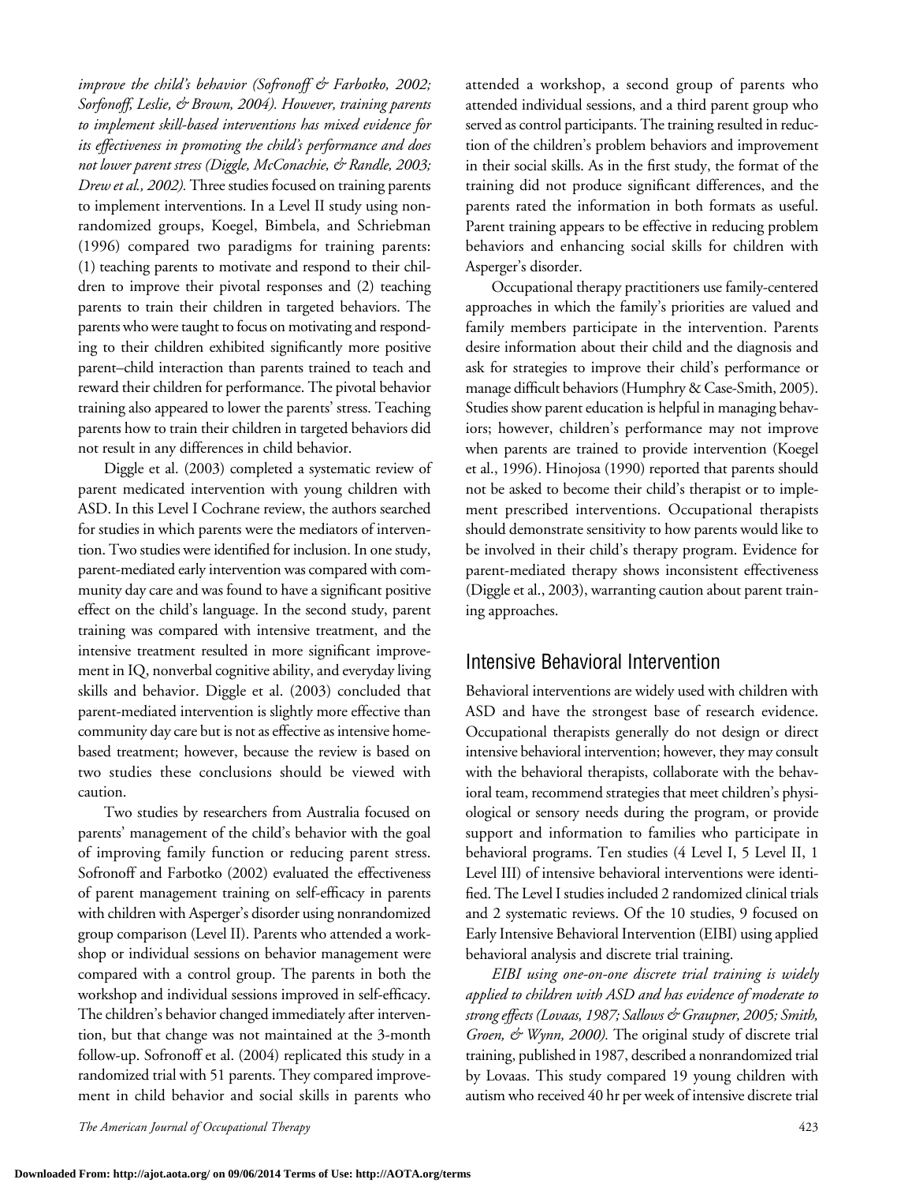*improve the child's behavior (Sofronoff & Farbotko, 2002; Sorfonoff, Leslie, & Brown, 2004). However, training parents to implement skill-based interventions has mixed evidence for its effectiveness in promoting the child's performance and does not lower parent stress (Diggle, McConachie, & Randle, 2003; Drew et al., 2002).* Three studies focused on training parents to implement interventions. In a Level II study using nonrandomized groups, Koegel, Bimbela, and Schriebman (1996) compared two paradigms for training parents: (1) teaching parents to motivate and respond to their children to improve their pivotal responses and (2) teaching parents to train their children in targeted behaviors. The parents who were taught to focus on motivating and responding to their children exhibited significantly more positive parent–child interaction than parents trained to teach and reward their children for performance. The pivotal behavior training also appeared to lower the parents' stress. Teaching parents how to train their children in targeted behaviors did not result in any differences in child behavior.

Diggle et al. (2003) completed a systematic review of parent medicated intervention with young children with ASD. In this Level I Cochrane review, the authors searched for studies in which parents were the mediators of intervention. Two studies were identified for inclusion. In one study, parent-mediated early intervention was compared with community day care and was found to have a significant positive effect on the child's language. In the second study, parent training was compared with intensive treatment, and the intensive treatment resulted in more significant improvement in IQ, nonverbal cognitive ability, and everyday living skills and behavior. Diggle et al. (2003) concluded that parent-mediated intervention is slightly more effective than community day care but is not as effective as intensive home-based treatment; however, because the review is based on two studies these conclusions should be viewed with caution.

Two studies by researchers from Australia focused on parents' management of the child's behavior with the goal of improving family function or reducing parent stress. Sofronoff and Farbotko (2002) evaluated the effectiveness of parent management training on self-efficacy in parents with children with Asperger's disorder using nonrandomized group comparison (Level II). Parents who attended a workshop or individual sessions on behavior management were compared with a control group. The parents in both the workshop and individual sessions improved in self-efficacy. The children's behavior changed immediately after intervention, but that change was not maintained at the 3-month follow-up. Sofronoff et al. (2004) replicated this study in a randomized trial with 51 parents. They compared improvement in child behavior and social skills in parents who attended a workshop, a second group of parents who attended individual sessions, and a third parent group who served as control participants. The training resulted in reduction of the children's problem behaviors and improvement in their social skills. As in the first study, the format of the training did not produce significant differences, and the parents rated the information in both formats as useful. Parent training appears to be effective in reducing problem behaviors and enhancing social skills for children with Asperger's disorder.

Occupational therapy practitioners use family-centered approaches in which the family's priorities are valued and family members participate in the intervention. Parents desire information about their child and the diagnosis and ask for strategies to improve their child's performance or manage difficult behaviors (Humphry & Case-Smith, 2005). Studies show parent education is helpful in managing behaviors; however, children's performance may not improve when parents are trained to provide intervention (Koegel et al., 1996). Hinojosa (1990) reported that parents should not be asked to become their child's therapist or to implement prescribed interventions. Occupational therapists should demonstrate sensitivity to how parents would like to be involved in their child's therapy program. Evidence for parent-mediated therapy shows inconsistent effectiveness (Diggle et al., 2003), warranting caution about parent training approaches.

## Intensive Behavioral Intervention

Behavioral interventions are widely used with children with ASD and have the strongest base of research evidence. Occupational therapists generally do not design or direct intensive behavioral intervention; however, they may consult with the behavioral therapists, collaborate with the behavioral team, recommend strategies that meet children's physiological or sensory needs during the program, or provide support and information to families who participate in behavioral programs. Ten studies (4 Level I, 5 Level II, 1 Level III) of intensive behavioral interventions were identified. The Level I studies included 2 randomized clinical trials and 2 systematic reviews. Of the 10 studies, 9 focused on Early Intensive Behavioral Intervention (EIBI) using applied behavioral analysis and discrete trial training.

*EIBI using one-on-one discrete trial training is widely applied to children with ASD and has evidence of moderate to strong effects (Lovaas, 1987; Sallows & Graupner, 2005; Smith, Groen, & Wynn, 2000).* The original study of discrete trial training, published in 1987, described a nonrandomized trial by Lovaas. This study compared 19 young children with autism who received 40 hr per week of intensive discrete trial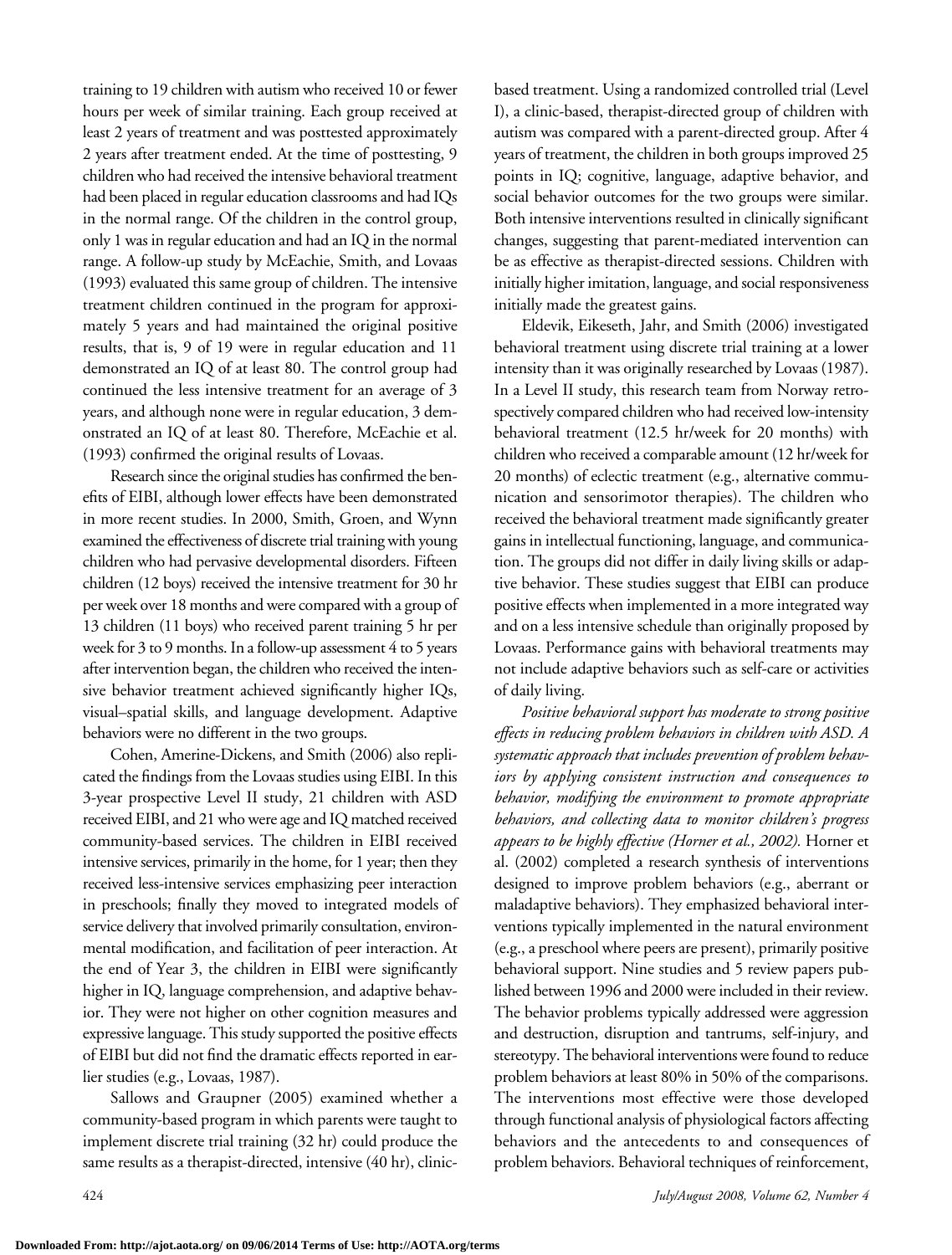training to 19 children with autism who received 10 or fewer hours per week of similar training. Each group received at least 2 years of treatment and was posttested approximately 2 years after treatment ended. At the time of posttesting, 9 children who had received the intensive behavioral treatment had been placed in regular education classrooms and had IQs in the normal range. Of the children in the control group, only 1 was in regular education and had an IQ in the normal range. A follow-up study by McEachie, Smith, and Lovaas (1993) evaluated this same group of children. The intensive treatment children continued in the program for approximately 5 years and had maintained the original positive results, that is, 9 of 19 were in regular education and 11 demonstrated an IQ of at least 80. The control group had continued the less intensive treatment for an average of 3 years, and although none were in regular education, 3 demonstrated an IQ of at least 80. Therefore, McEachie et al. (1993) confirmed the original results of Lovaas.

Research since the original studies has confirmed the benefits of EIBI, although lower effects have been demonstrated in more recent studies. In 2000, Smith, Groen, and Wynn examined the effectiveness of discrete trial training with young children who had pervasive developmental disorders. Fifteen children (12 boys) received the intensive treatment for 30 hr per week over 18 months and were compared with a group of 13 children (11 boys) who received parent training 5 hr per week for 3 to 9 months. In a follow-up assessment 4 to 5 years after intervention began, the children who received the intensive behavior treatment achieved significantly higher IQs, visual–spatial skills, and language development. Adaptive behaviors were no different in the two groups.

Cohen, Amerine-Dickens, and Smith (2006) also replicated the findings from the Lovaas studies using EIBI. In this 3-year prospective Level II study, 21 children with ASD received EIBI, and 21 who were age and IQ matched received community-based services. The children in EIBI received intensive services, primarily in the home, for 1 year; then they received less-intensive services emphasizing peer interaction in preschools; finally they moved to integrated models of service delivery that involved primarily consultation, environmental modification, and facilitation of peer interaction. At the end of Year 3, the children in EIBI were significantly higher in IQ, language comprehension, and adaptive behavior. They were not higher on other cognition measures and expressive language. This study supported the positive effects of EIBI but did not find the dramatic effects reported in earlier studies (e.g., Lovaas, 1987).

Sallows and Graupner (2005) examined whether a community-based program in which parents were taught to implement discrete trial training (32 hr) could produce the same results as a therapist-directed, intensive (40 hr), clinic-based treatment. Using a randomized controlled trial (Level I), a clinic-based, therapist-directed group of children with autism was compared with a parent-directed group. After 4 years of treatment, the children in both groups improved 25 points in IQ; cognitive, language, adaptive behavior, and social behavior outcomes for the two groups were similar. Both intensive interventions resulted in clinically significant changes, suggesting that parent-mediated intervention can be as effective as therapist-directed sessions. Children with initially higher imitation, language, and social responsiveness initially made the greatest gains.

Eldevik, Eikeseth, Jahr, and Smith (2006) investigated behavioral treatment using discrete trial training at a lower intensity than it was originally researched by Lovaas (1987). In a Level II study, this research team from Norway retrospectively compared children who had received low-intensity behavioral treatment (12.5 hr/week for 20 months) with children who received a comparable amount (12 hr/week for 20 months) of eclectic treatment (e.g., alternative communication and sensorimotor therapies). The children who received the behavioral treatment made significantly greater gains in intellectual functioning, language, and communication. The groups did not differ in daily living skills or adaptive behavior. These studies suggest that EIBI can produce positive effects when implemented in a more integrated way and on a less intensive schedule than originally proposed by Lovaas. Performance gains with behavioral treatments may not include adaptive behaviors such as self-care or activities of daily living.

*Positive behavioral support has moderate to strong positive effects in reducing problem behaviors in children with ASD. A systematic approach that includes prevention of problem behaviors by applying consistent instruction and consequences to behavior, modifying the environment to promote appropriate behaviors, and collecting data to monitor children's progress appears to be highly effective (Horner et al., 2002).* Horner et al. (2002) completed a research synthesis of interventions designed to improve problem behaviors (e.g., aberrant or maladaptive behaviors). They emphasized behavioral interventions typically implemented in the natural environment (e.g., a preschool where peers are present), primarily positive behavioral support. Nine studies and 5 review papers published between 1996 and 2000 were included in their review. The behavior problems typically addressed were aggression and destruction, disruption and tantrums, self-injury, and stereotypy. The behavioral interventions were found to reduce problem behaviors at least 80% in 50% of the comparisons. The interventions most effective were those developed through functional analysis of physiological factors affecting behaviors and the antecedents to and consequences of problem behaviors. Behavioral techniques of reinforcement,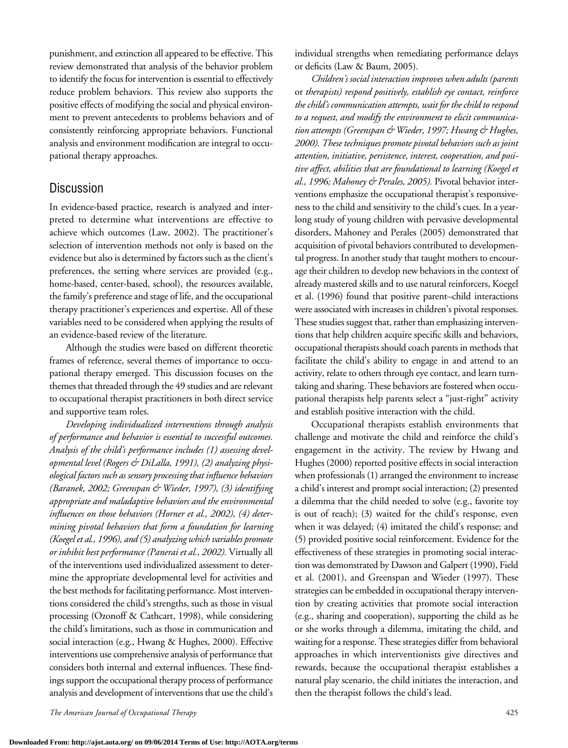punishment, and extinction all appeared to be effective. This review demonstrated that analysis of the behavior problem to identify the focus for intervention is essential to effectively reduce problem behaviors. This review also supports the positive effects of modifying the social and physical environment to prevent antecedents to problems behaviors and of consistently reinforcing appropriate behaviors. Functional analysis and environment modification are integral to occupational therapy approaches.

## Discussion

In evidence-based practice, research is analyzed and interpreted to determine what interventions are effective to achieve which outcomes (Law, 2002). The practitioner's selection of intervention methods not only is based on the evidence but also is determined by factors such as the client's preferences, the setting where services are provided (e.g., home-based, center-based, school), the resources available, the family's preference and stage of life, and the occupational therapy practitioner's experiences and expertise. All of these variables need to be considered when applying the results of an evidence-based review of the literature.

Although the studies were based on different theoretic frames of reference, several themes of importance to occupational therapy emerged. This discussion focuses on the themes that threaded through the 49 studies and are relevant to occupational therapist practitioners in both direct service and supportive team roles.

*Developing individualized interventions through analysis of performance and behavior is essential to successful outcomes. Analysis of the child's performance includes (1) assessing developmental level (Rogers & DiLalla, 1991), (2) analyzing physiological factors such as sensory processing that influence behaviors (Baranek, 2002; Greenspan & Wieder, 1997), (3) identifying appropriate and maladaptive behaviors and the environmental influences on those behaviors (Horner et al., 2002), (4) determining pivotal behaviors that form a foundation for learning (Koegel et al., 1996), and (5) analyzing which variables promote or inhibit best performance (Panerai et al., 2002).* Virtually all of the interventions used individualized assessment to determine the appropriate developmental level for activities and the best methods for facilitating performance. Most interventions considered the child's strengths, such as those in visual processing (Ozonoff & Cathcart, 1998), while considering the child's limitations, such as those in communication and social interaction (e.g., Hwang & Hughes, 2000). Effective interventions use comprehensive analysis of performance that considers both internal and external influences. These findings support the occupational therapy process of performance analysis and development of interventions that use the child's individual strengths when remediating performance delays or deficits (Law & Baum, 2005).

*Children's social interaction improves when adults (parents or therapists) respond positively, establish eye contact, reinforce the child's communication attempts, wait for the child to respond to a request, and modify the environment to elicit communication attempts (Greenspan & Wieder, 1997; Hwang & Hughes, 2000). These techniques promote pivotal behaviors such as joint attention, initiative, persistence, interest, cooperation, and positive affect, abilities that are foundational to learning (Koegel et al., 1996; Mahoney & Perales, 2005).* Pivotal behavior interventions emphasize the occupational therapist's responsiveness to the child and sensitivity to the child's cues. In a yearlong study of young children with pervasive developmental disorders, Mahoney and Perales (2005) demonstrated that acquisition of pivotal behaviors contributed to developmental progress. In another study that taught mothers to encourage their children to develop new behaviors in the context of already mastered skills and to use natural reinforcers, Koegel et al. (1996) found that positive parent–child interactions were associated with increases in children's pivotal responses. These studies suggest that, rather than emphasizing interventions that help children acquire specific skills and behaviors, occupational therapists should coach parents in methods that facilitate the child's ability to engage in and attend to an activity, relate to others through eye contact, and learn turn-taking and sharing. These behaviors are fostered when occupational therapists help parents select a "just-right" activity and establish positive interaction with the child.

Occupational therapists establish environments that challenge and motivate the child and reinforce the child's engagement in the activity. The review by Hwang and Hughes (2000) reported positive effects in social interaction when professionals (1) arranged the environment to increase a child's interest and prompt social interaction; (2) presented a dilemma that the child needed to solve (e.g., favorite toy is out of reach); (3) waited for the child's response, even when it was delayed; (4) imitated the child's response; and (5) provided positive social reinforcement. Evidence for the effectiveness of these strategies in promoting social interaction was demonstrated by Dawson and Galpert (1990), Field et al. (2001), and Greenspan and Wieder (1997). These strategies can be embedded in occupational therapy intervention by creating activities that promote social interaction (e.g., sharing and cooperation), supporting the child as he or she works through a dilemma, imitating the child, and waiting for a response. These strategies differ from behavioral approaches in which interventionists give directives and rewards, because the occupational therapist establishes a natural play scenario, the child initiates the interaction, and then the therapist follows the child's lead.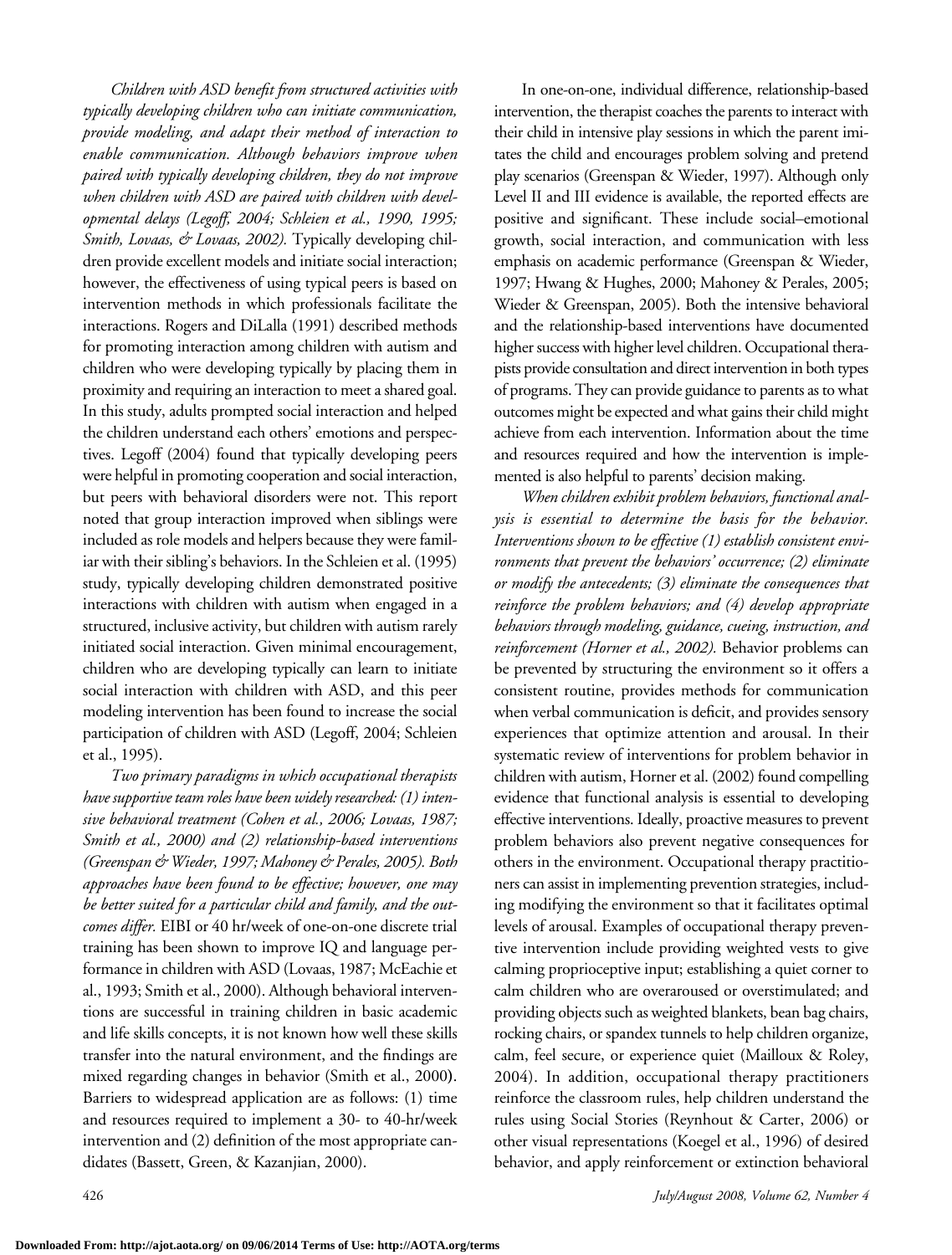*Children with ASD benefit from structured activities with typically developing children who can initiate communication, provide modeling, and adapt their method of interaction to enable communication. Although behaviors improve when paired with typically developing children, they do not improve when children with ASD are paired with children with developmental delays (Legoff, 2004; Schleien et al., 1990, 1995; Smith, Lovaas, & Lovaas, 2002).* Typically developing children provide excellent models and initiate social interaction; however, the effectiveness of using typical peers is based on intervention methods in which professionals facilitate the interactions. Rogers and DiLalla (1991) described methods for promoting interaction among children with autism and children who were developing typically by placing them in proximity and requiring an interaction to meet a shared goal. In this study, adults prompted social interaction and helped the children understand each others' emotions and perspectives. Legoff (2004) found that typically developing peers were helpful in promoting cooperation and social interaction, but peers with behavioral disorders were not. This report noted that group interaction improved when siblings were included as role models and helpers because they were familiar with their sibling's behaviors. In the Schleien et al. (1995) study, typically developing children demonstrated positive interactions with children with autism when engaged in a structured, inclusive activity, but children with autism rarely initiated social interaction. Given minimal encouragement, children who are developing typically can learn to initiate social interaction with children with ASD, and this peer modeling intervention has been found to increase the social participation of children with ASD (Legoff, 2004; Schleien et al., 1995).

*Two primary paradigms in which occupational therapists have supportive team roles have been widely researched: (1) intensive behavioral treatment (Cohen et al., 2006; Lovaas, 1987; Smith et al., 2000) and (2) relationship-based interventions (Greenspan & Wieder, 1997; Mahoney & Perales, 2005). Both approaches have been found to be effective; however, one may be better suited for a particular child and family, and the outcomes differ.* EIBI or 40 hr/week of one-on-one discrete trial training has been shown to improve IQ and language performance in children with ASD (Lovaas, 1987; McEachie et al., 1993; Smith et al., 2000). Although behavioral interventions are successful in training children in basic academic and life skills concepts, it is not known how well these skills transfer into the natural environment, and the findings are mixed regarding changes in behavior (Smith et al., 2000). Barriers to widespread application are as follows: (1) time and resources required to implement a 30- to 40-hr/week intervention and (2) definition of the most appropriate candidates (Bassett, Green, & Kazanjian, 2000).

In one-on-one, individual difference, relationship-based intervention, the therapist coaches the parents to interact with their child in intensive play sessions in which the parent imitates the child and encourages problem solving and pretend play scenarios (Greenspan & Wieder, 1997). Although only Level II and III evidence is available, the reported effects are positive and significant. These include social–emotional growth, social interaction, and communication with less emphasis on academic performance (Greenspan & Wieder, 1997; Hwang & Hughes, 2000; Mahoney & Perales, 2005; Wieder & Greenspan, 2005). Both the intensive behavioral and the relationship-based interventions have documented higher success with higher level children. Occupational therapists provide consultation and direct intervention in both types of programs. They can provide guidance to parents as to what outcomes might be expected and what gains their child might achieve from each intervention. Information about the time and resources required and how the intervention is implemented is also helpful to parents' decision making.

*When children exhibit problem behaviors, functional analysis is essential to determine the basis for the behavior. Interventions shown to be effective (1) establish consistent environments that prevent the behaviors' occurrence; (2) eliminate or modify the antecedents; (3) eliminate the consequences that reinforce the problem behaviors; and (4) develop appropriate behaviors through modeling, guidance, cueing, instruction, and reinforcement (Horner et al., 2002).* Behavior problems can be prevented by structuring the environment so it offers a consistent routine, provides methods for communication when verbal communication is deficit, and provides sensory experiences that optimize attention and arousal. In their systematic review of interventions for problem behavior in children with autism, Horner et al. (2002) found compelling evidence that functional analysis is essential to developing effective interventions. Ideally, proactive measures to prevent problem behaviors also prevent negative consequences for others in the environment. Occupational therapy practitioners can assist in implementing prevention strategies, including modifying the environment so that it facilitates optimal levels of arousal. Examples of occupational therapy preventive intervention include providing weighted vests to give calming proprioceptive input; establishing a quiet corner to calm children who are overaroused or overstimulated; and providing objects such as weighted blankets, bean bag chairs, rocking chairs, or spandex tunnels to help children organize, calm, feel secure, or experience quiet (Mailloux & Roley, 2004). In addition, occupational therapy practitioners reinforce the classroom rules, help children understand the rules using Social Stories (Reynhout & Carter, 2006) or other visual representations (Koegel et al., 1996) of desired behavior, and apply reinforcement or extinction behavioral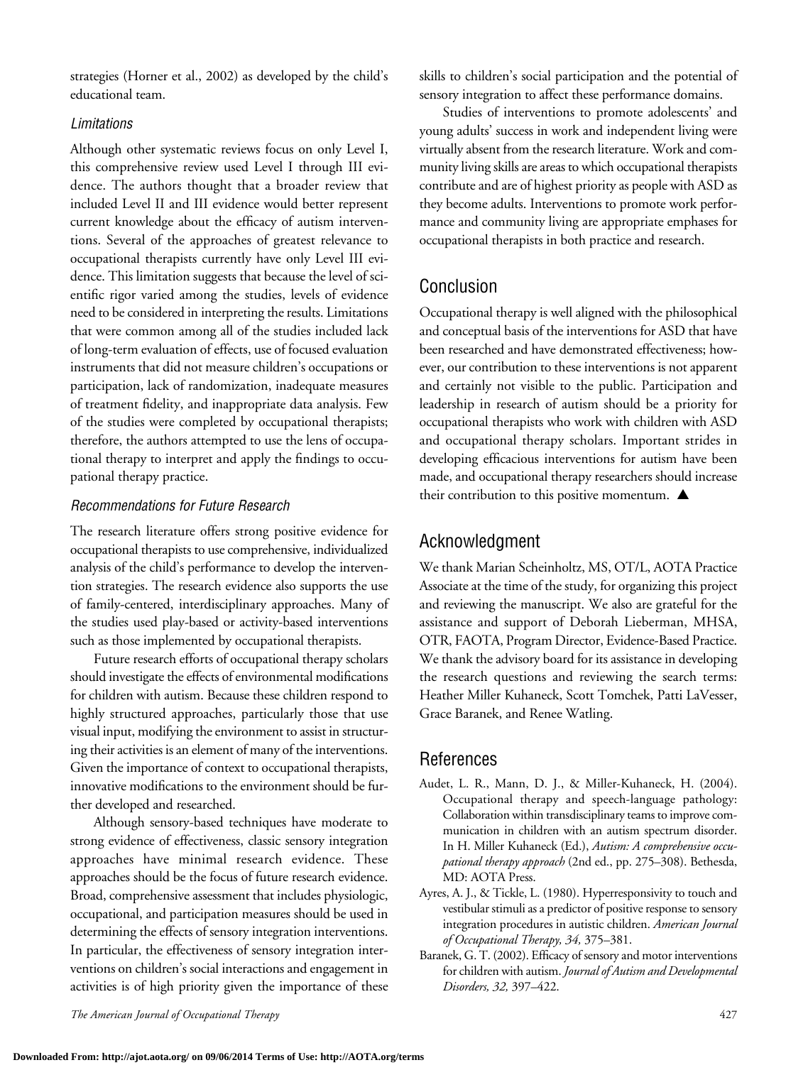strategies (Horner et al., 2002) as developed by the child's educational team.

### *Limitations*

Although other systematic reviews focus on only Level I, this comprehensive review used Level I through III evidence. The authors thought that a broader review that included Level II and III evidence would better represent current knowledge about the efficacy of autism interventions. Several of the approaches of greatest relevance to occupational therapists currently have only Level III evidence. This limitation suggests that because the level of scientific rigor varied among the studies, levels of evidence need to be considered in interpreting the results. Limitations that were common among all of the studies included lack of long-term evaluation of effects, use of focused evaluation instruments that did not measure children's occupations or participation, lack of randomization, inadequate measures of treatment fidelity, and inappropriate data analysis. Few of the studies were completed by occupational therapists; therefore, the authors attempted to use the lens of occupational therapy to interpret and apply the findings to occupational therapy practice.

### *Recommendations for Future Research*

The research literature offers strong positive evidence for occupational therapists to use comprehensive, individualized analysis of the child's performance to develop the intervention strategies. The research evidence also supports the use of family-centered, interdisciplinary approaches. Many of the studies used play-based or activity-based interventions such as those implemented by occupational therapists.

Future research efforts of occupational therapy scholars should investigate the effects of environmental modifications for children with autism. Because these children respond to highly structured approaches, particularly those that use visual input, modifying the environment to assist in structuring their activities is an element of many of the interventions. Given the importance of context to occupational therapists, innovative modifications to the environment should be further developed and researched.

Although sensory-based techniques have moderate to strong evidence of effectiveness, classic sensory integration approaches have minimal research evidence. These approaches should be the focus of future research evidence. Broad, comprehensive assessment that includes physiologic, occupational, and participation measures should be used in determining the effects of sensory integration interventions. In particular, the effectiveness of sensory integration interventions on children's social interactions and engagement in activities is of high priority given the importance of these skills to children's social participation and the potential of sensory integration to affect these performance domains.

Studies of interventions to promote adolescents' and young adults' success in work and independent living were virtually absent from the research literature. Work and community living skills are areas to which occupational therapists contribute and are of highest priority as people with ASD as they become adults. Interventions to promote work performance and community living are appropriate emphases for occupational therapists in both practice and research.

## Conclusion

Occupational therapy is well aligned with the philosophical and conceptual basis of the interventions for ASD that have been researched and have demonstrated effectiveness; however, our contribution to these interventions is not apparent and certainly not visible to the public. Participation and leadership in research of autism should be a priority for occupational therapists who work with children with ASD and occupational therapy scholars. Important strides in developing efficacious interventions for autism have been made, and occupational therapy researchers should increase their contribution to this positive momentum. ▲

## Acknowledgment

We thank Marian Scheinholtz, MS, OT/L, AOTA Practice Associate at the time of the study, for organizing this project and reviewing the manuscript. We also are grateful for the assistance and support of Deborah Lieberman, MHSA, OTR, FAOTA, Program Director, Evidence-Based Practice. We thank the advisory board for its assistance in developing the research questions and reviewing the search terms: Heather Miller Kuhaneck, Scott Tomchek, Patti LaVesser, Grace Baranek, and Renee Watling.

## References

Audet, L. R., Mann, D. J., & Miller-Kuhaneck, H. (2004). Occupational therapy and speech-language pathology: Collaboration within transdisciplinary teams to improve communication in children with an autism spectrum disorder. In H. Miller Kuhaneck (Ed.), *Autism: A comprehensive occupational therapy approach* (2nd ed., pp. 275–308). Bethesda, MD: AOTA Press.

Ayres, A. J., & Tickle, L. (1980). Hyperresponsivity to touch and vestibular stimuli as a predictor of positive response to sensory integration procedures in autistic children. *American Journal of Occupational Therapy, 34,* 375–381.

Baranek, G. T. (2002). Efficacy of sensory and motor interventions for children with autism. *Journal of Autism and Developmental Disorders, 32,* 397–422.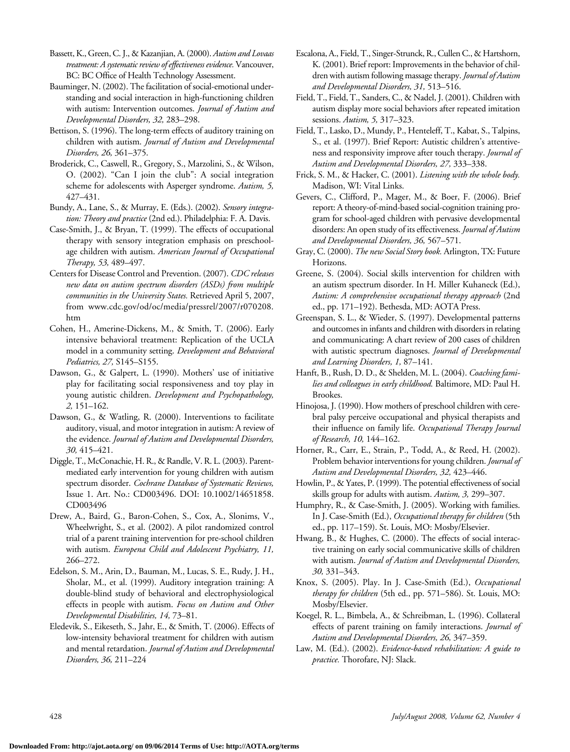Bassett, K., Green, C. J., & Kazanjian, A. (2000). *Autism and Lovaas treatment: A systematic review of effectiveness evidence.* Vancouver, BC: BC Office of Health Technology Assessment.

Bauminger, N. (2002). The facilitation of social-emotional understanding and social interaction in high-functioning children with autism: Intervention outcomes. *Journal of Autism and Developmental Disorders, 32,* 283–298.

Bettison, S. (1996). The long-term effects of auditory training on children with autism. *Journal of Autism and Developmental Disorders, 26,* 361–375.

Broderick, C., Caswell, R., Gregory, S., Marzolini, S., & Wilson, O. (2002). "Can I join the club": A social integration scheme for adolescents with Asperger syndrome. *Autism, 5,* 427–431.

Bundy, A., Lane, S., & Murray, E. (Eds.). (2002). *Sensory integration: Theory and practice* (2nd ed.). Philadelphia: F. A. Davis.

Case-Smith, J., & Bryan, T. (1999). The effects of occupational therapy with sensory integration emphasis on preschool-age children with autism. *American Journal of Occupational Therapy, 53,* 489–497.

Centers for Disease Control and Prevention. (2007). *CDC releases new data on autism spectrum disorders (ASDs) from multiple communities in the University States.* Retrieved April 5, 2007, from www.cdc.gov/od/oc/media/pressrel/2007/r070208.htm

Cohen, H., Amerine-Dickens, M., & Smith, T. (2006). Early intensive behavioral treatment: Replication of the UCLA model in a community setting. *Development and Behavioral Pediatrics, 27,* S145–S155.

Dawson, G., & Galpert, L. (1990). Mothers' use of initiative play for facilitating social responsiveness and toy play in young autistic children. *Development and Psychopathology, 2,* 151–162.

Dawson, G., & Watling, R. (2000). Interventions to facilitate auditory, visual, and motor integration in autism: A review of the evidence. *Journal of Autism and Developmental Disorders, 30,* 415–421.

Diggle, T., McConachie, H. R., & Randle, V. R. L. (2003). Parent-mediated early intervention for young children with autism spectrum disorder. *Cochrane Database of Systematic Reviews,* Issue 1. Art. No.: CD003496. DOI: 10.1002/14651858.CD003496

Drew, A., Baird, G., Baron-Cohen, S., Cox, A., Slonims, V., Wheelwright, S., et al. (2002). A pilot randomized control trial of a parent training intervention for pre-school children with autism. *Europena Child and Adolescent Psychiatry, 11,* 266–272.

Edelson, S. M., Arin, D., Bauman, M., Lucas, S. E., Rudy, J. H., Sholar, M., et al. (1999). Auditory integration training: A double-blind study of behavioral and electrophysiological effects in people with autism. *Focus on Autism and Other Developmental Disabilities, 14,* 73–81.

Eledevik, S., Eikeseth, S., Jahr, E., & Smith, T. (2006). Effects of low-intensity behavioral treatment for children with autism and mental retardation. *Journal of Autism and Developmental Disorders, 36,* 211–224

Escalona, A., Field, T., Singer-Strunck, R., Cullen C., & Hartshorn, K. (2001). Brief report: Improvements in the behavior of children with autism following massage therapy. *Journal of Autism and Developmental Disorders, 31,* 513–516.

Field, T., Field, T., Sanders, C., & Nadel, J. (2001). Children with autism display more social behaviors after repeated imitation sessions. *Autism, 5,* 317–323.

Field, T., Lasko, D., Mundy, P., Henteleff, T., Kabat, S., Talpins, S., et al. (1997). Brief Report: Autistic children's attentiveness and responsivity improve after touch therapy. *Journal of Autism and Developmental Disorders, 27,* 333–338.

Frick, S. M., & Hacker, C. (2001). *Listening with the whole body.* Madison, WI: Vital Links.

Gevers, C., Clifford, P., Mager, M., & Boer, F. (2006). Brief report: A theory-of-mind-based social-cognition training program for school-aged children with pervasive developmental disorders: An open study of its effectiveness. *Journal of Autism and Developmental Disorders, 36,* 567–571.

Gray, C. (2000). *The new Social Story book.* Arlington, TX: Future Horizons.

Greene, S. (2004). Social skills intervention for children with an autism spectrum disorder. In H. Miller Kuhaneck (Ed.), *Autism: A comprehensive occupational therapy approach* (2nd ed., pp. 171–192). Bethesda, MD: AOTA Press.

Greenspan, S. L., & Wieder, S. (1997). Developmental patterns and outcomes in infants and children with disorders in relating and communicating: A chart review of 200 cases of children with autistic spectrum diagnoses. *Journal of Developmental and Learning Disorders, 1,* 87–141.

Hanft, B., Rush, D. D., & Shelden, M. L. (2004). *Coaching families and colleagues in early childhood.* Baltimore, MD: Paul H. Brookes.

Hinojosa, J. (1990). How mothers of preschool children with cerebral palsy perceive occupational and physical therapists and their influence on family life. *Occupational Therapy Journal of Research, 10,* 144–162.

Horner, R., Carr, E., Strain, P., Todd, A., & Reed, H. (2002). Problem behavior interventions for young children. *Journal of Autism and Developmental Disorders, 32,* 423–446.

Howlin, P., & Yates, P. (1999). The potential effectiveness of social skills group for adults with autism. *Autism, 3,* 299–307.

Humphry, R., & Case-Smith, J. (2005). Working with families. In J. Case-Smith (Ed.), *Occupational therapy for children* (5th ed., pp. 117–159). St. Louis, MO: Mosby/Elsevier.

Hwang, B., & Hughes, C. (2000). The effects of social interactive training on early social communicative skills of children with autism. *Journal of Autism and Developmental Disorders, 30,* 331–343.

Knox, S. (2005). Play. In J. Case-Smith (Ed.), *Occupational therapy for children* (5th ed., pp. 571–586). St. Louis, MO: Mosby/Elsevier.

Koegel, R. L., Bimbela, A., & Schreibman, L. (1996). Collateral effects of parent training on family interactions. *Journal of Autism and Developmental Disorders, 26,* 347–359.

Law, M. (Ed.). (2002). *Evidence-based rehabilitation: A guide to practice.* Thorofare, NJ: Slack.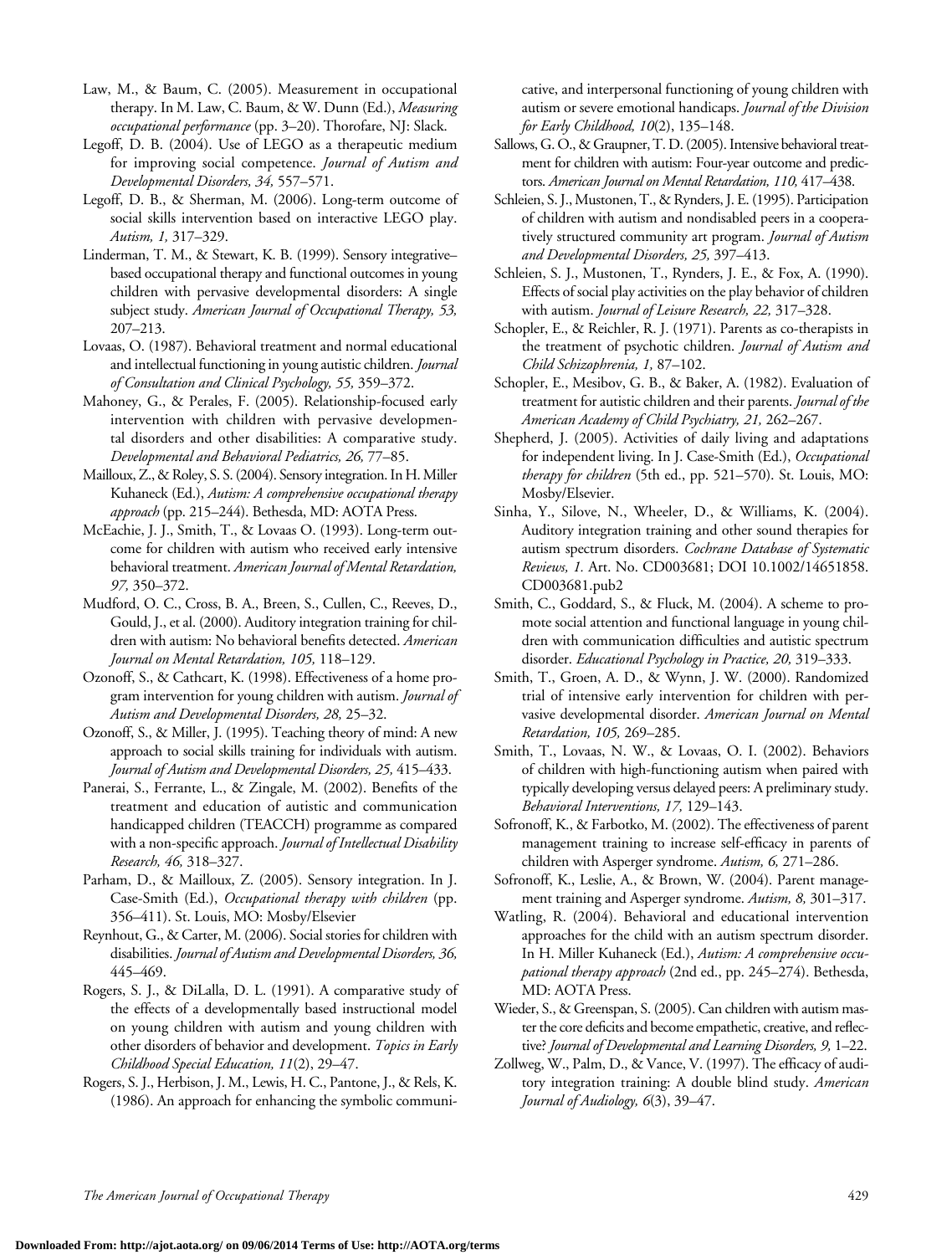Law, M., & Baum, C. (2005). Measurement in occupational therapy. In M. Law, C. Baum, & W. Dunn (Ed.), *Measuring occupational performance* (pp. 3–20). Thorofare, NJ: Slack.

Legoff, D. B. (2004). Use of LEGO as a therapeutic medium for improving social competence. *Journal of Autism and Developmental Disorders, 34,* 557–571.

Legoff, D. B., & Sherman, M. (2006). Long-term outcome of social skills intervention based on interactive LEGO play. *Autism, 1,* 317–329.

Linderman, T. M., & Stewart, K. B. (1999). Sensory integrative–based occupational therapy and functional outcomes in young children with pervasive developmental disorders: A single subject study. *American Journal of Occupational Therapy, 53,* 207–213.

Lovaas, O. (1987). Behavioral treatment and normal educational and intellectual functioning in young autistic children. *Journal of Consultation and Clinical Psychology, 55,* 359–372.

Mahoney, G., & Perales, F. (2005). Relationship-focused early intervention with children with pervasive developmental disorders and other disabilities: A comparative study. *Developmental and Behavioral Pediatrics, 26,* 77–85.

Mailloux, Z., & Roley, S. S. (2004). Sensory integration. In H. Miller Kuhaneck (Ed.), *Autism: A comprehensive occupational therapy approach* (pp. 215–244). Bethesda, MD: AOTA Press.

McEachie, J. J., Smith, T., & Lovaas O. (1993). Long-term outcome for children with autism who received early intensive behavioral treatment. *American Journal of Mental Retardation, 97,* 350–372.

Mudford, O. C., Cross, B. A., Breen, S., Cullen, C., Reeves, D., Gould, J., et al. (2000). Auditory integration training for children with autism: No behavioral benefits detected. *American Journal on Mental Retardation, 105,* 118–129.

Ozonoff, S., & Cathcart, K. (1998). Effectiveness of a home program intervention for young children with autism. *Journal of Autism and Developmental Disorders, 28,* 25–32.

Ozonoff, S., & Miller, J. (1995). Teaching theory of mind: A new approach to social skills training for individuals with autism. *Journal of Autism and Developmental Disorders, 25,* 415–433.

Panerai, S., Ferrante, L., & Zingale, M. (2002). Benefits of the treatment and education of autistic and communication handicapped children (TEACCH) programme as compared with a non-specific approach. *Journal of Intellectual Disability Research, 46,* 318–327.

Parham, D., & Mailloux, Z. (2005). Sensory integration. In J. Case-Smith (Ed.), *Occupational therapy with children* (pp. 356–411). St. Louis, MO: Mosby/Elsevier

Reynhout, G., & Carter, M. (2006). Social stories for children with disabilities. *Journal of Autism and Developmental Disorders, 36,* 445–469.

Rogers, S. J., & DiLalla, D. L. (1991). A comparative study of the effects of a developmentally based instructional model on young children with autism and young children with other disorders of behavior and development. *Topics in Early Childhood Special Education, 11*(2), 29–47.

Rogers, S. J., Herbison, J. M., Lewis, H. C., Pantone, J., & Rels, K. (1986). An approach for enhancing the symbolic communicative, and interpersonal functioning of young children with autism or severe emotional handicaps. *Journal of the Division for Early Childhood, 10*(2), 135–148.

Sallows, G. O., & Graupner, T. D. (2005). Intensive behavioral treatment for children with autism: Four-year outcome and predictors. *American Journal on Mental Retardation, 110,* 417–438.

Schleien, S. J., Mustonen, T., & Rynders, J. E. (1995). Participation of children with autism and nondisabled peers in a cooperatively structured community art program. *Journal of Autism and Developmental Disorders, 25,* 397–413.

Schleien, S. J., Mustonen, T., Rynders, J. E., & Fox, A. (1990). Effects of social play activities on the play behavior of children with autism. *Journal of Leisure Research, 22,* 317–328.

Schopler, E., & Reichler, R. J. (1971). Parents as co-therapists in the treatment of psychotic children. *Journal of Autism and Child Schizophrenia, 1,* 87–102.

Schopler, E., Mesibov, G. B., & Baker, A. (1982). Evaluation of treatment for autistic children and their parents. *Journal of the American Academy of Child Psychiatry, 21,* 262–267.

Shepherd, J. (2005). Activities of daily living and adaptations for independent living. In J. Case-Smith (Ed.), *Occupational therapy for children* (5th ed., pp. 521–570). St. Louis, MO: Mosby/Elsevier.

Sinha, Y., Silove, N., Wheeler, D., & Williams, K. (2004). Auditory integration training and other sound therapies for autism spectrum disorders. *Cochrane Database of Systematic Reviews, 1.* Art. No. CD003681; DOI 10.1002/14651858.CD003681.pub2

Smith, C., Goddard, S., & Fluck, M. (2004). A scheme to promote social attention and functional language in young children with communication difficulties and autistic spectrum disorder. *Educational Psychology in Practice, 20,* 319–333.

Smith, T., Groen, A. D., & Wynn, J. W. (2000). Randomized trial of intensive early intervention for children with pervasive developmental disorder. *American Journal on Mental Retardation, 105,* 269–285.

Smith, T., Lovaas, N. W., & Lovaas, O. I. (2002). Behaviors of children with high-functioning autism when paired with typically developing versus delayed peers: A preliminary study. *Behavioral Interventions, 17,* 129–143.

Sofronoff, K., & Farbotko, M. (2002). The effectiveness of parent management training to increase self-efficacy in parents of children with Asperger syndrome. *Autism, 6,* 271–286.

Sofronoff, K., Leslie, A., & Brown, W. (2004). Parent management training and Asperger syndrome. *Autism, 8,* 301–317.

Watling, R. (2004). Behavioral and educational intervention approaches for the child with an autism spectrum disorder. In H. Miller Kuhaneck (Ed.), *Autism: A comprehensive occupational therapy approach* (2nd ed., pp. 245–274). Bethesda, MD: AOTA Press.

Wieder, S., & Greenspan, S. (2005). Can children with autism master the core deficits and become empathetic, creative, and reflective? *Journal of Developmental and Learning Disorders, 9,* 1–22.

Zollweg, W., Palm, D., & Vance, V. (1997). The efficacy of auditory integration training: A double blind study. *American Journal of Audiology, 6*(3), 39–47.